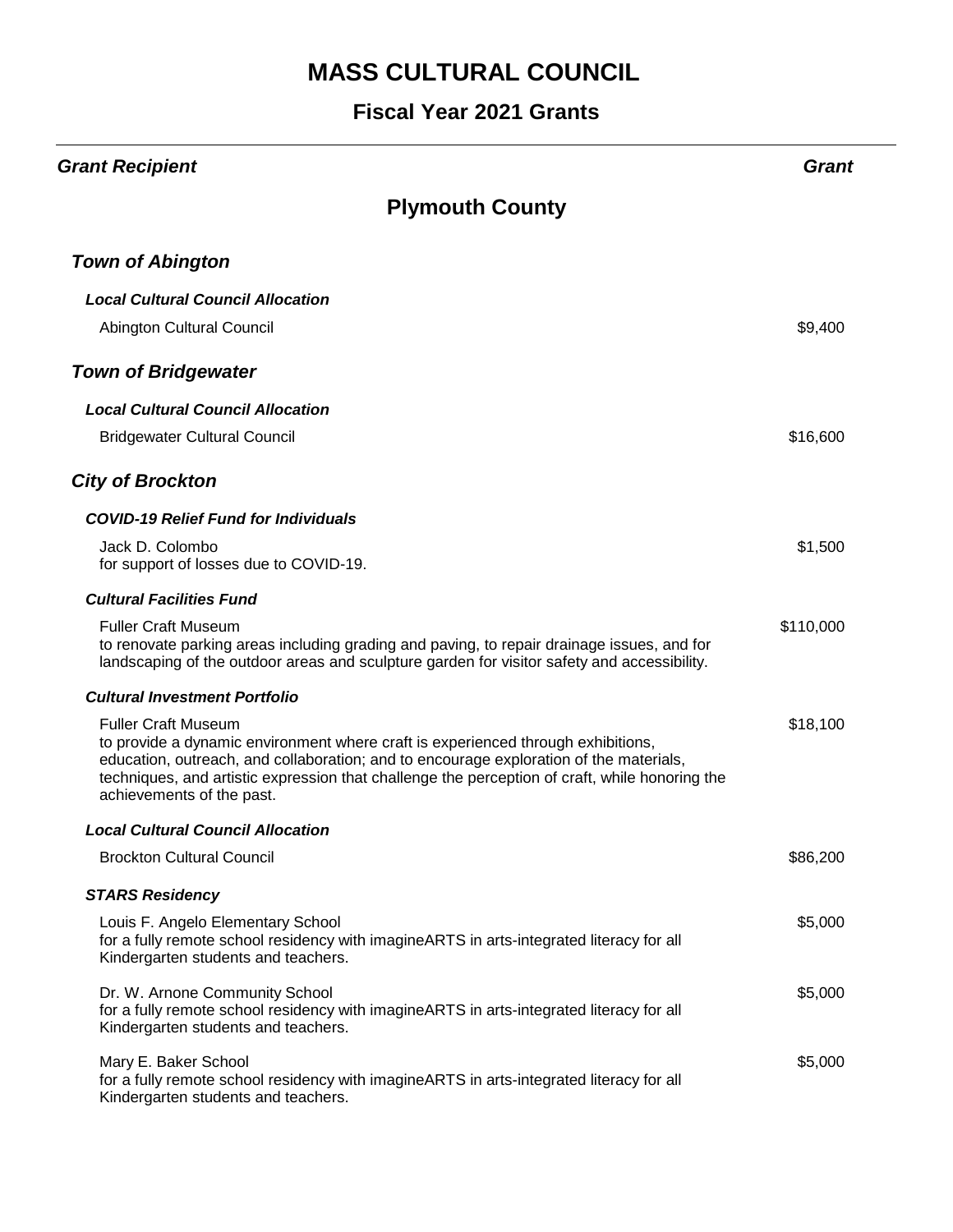# MASS CULTURAL COUNCIL

## Fiscal Year 2021 Grants

| ***Grant Recipient*** | ***Grant*** |
|---|---|

## Plymouth County

### *Town of Abington*

***Local Cultural Council Allocation***

| | |
|---|---|
| Abington Cultural Council | $9,400 |

### *Town of Bridgewater*

***Local Cultural Council Allocation***

| | |
|---|---|
| Bridgewater Cultural Council | $16,600 |

### *City of Brockton*

***COVID-19 Relief Fund for Individuals***

| | |
|---|---|
| Jack D. Colombo<br>for support of losses due to COVID-19. | $1,500 |

***Cultural Facilities Fund***

| | |
|---|---|
| Fuller Craft Museum<br>to renovate parking areas including grading and paving, to repair drainage issues, and for landscaping of the outdoor areas and sculpture garden for visitor safety and accessibility. | $110,000 |

***Cultural Investment Portfolio***

| | |
|---|---|
| Fuller Craft Museum<br>to provide a dynamic environment where craft is experienced through exhibitions, education, outreach, and collaboration; and to encourage exploration of the materials, techniques, and artistic expression that challenge the perception of craft, while honoring the achievements of the past. | $18,100 |

***Local Cultural Council Allocation***

| | |
|---|---|
| Brockton Cultural Council | $86,200 |

***STARS Residency***

| | |
|---|---|
| Louis F. Angelo Elementary School<br>for a fully remote school residency with imagineARTS in arts-integrated literacy for all Kindergarten students and teachers. | $5,000 |
| Dr. W. Arnone Community School<br>for a fully remote school residency with imagineARTS in arts-integrated literacy for all Kindergarten students and teachers. | $5,000 |
| Mary E. Baker School<br>for a fully remote school residency with imagineARTS in arts-integrated literacy for all Kindergarten students and teachers. | $5,000 |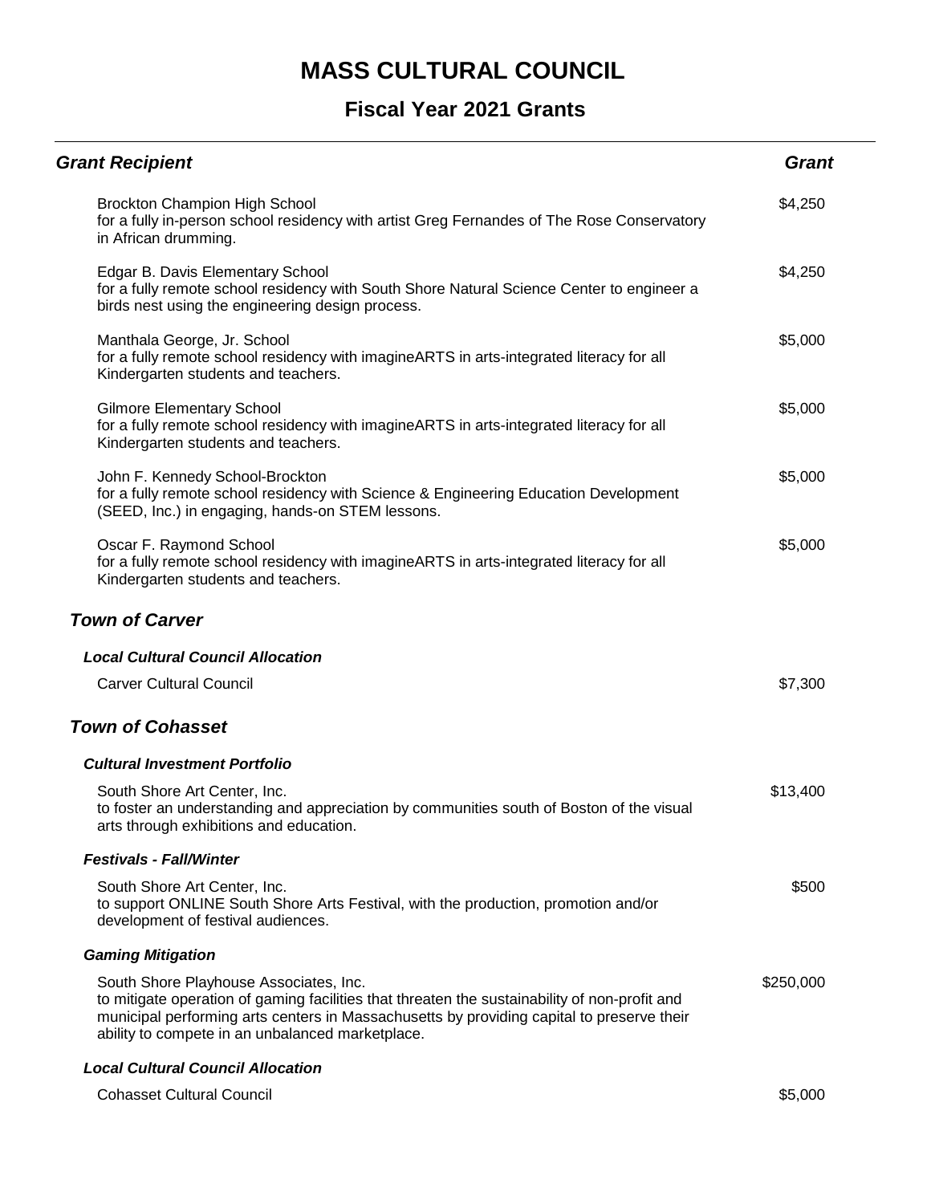# MASS CULTURAL COUNCIL

## Fiscal Year 2021 Grants

| Grant Recipient | Grant |
|---|---|
| Brockton Champion High School<br>for a fully in-person school residency with artist Greg Fernandes of The Rose Conservatory in African drumming. | $4,250 |
| Edgar B. Davis Elementary School<br>for a fully remote school residency with South Shore Natural Science Center to engineer a birds nest using the engineering design process. | $4,250 |
| Manthala George, Jr. School<br>for a fully remote school residency with imagineARTS in arts-integrated literacy for all Kindergarten students and teachers. | $5,000 |
| Gilmore Elementary School<br>for a fully remote school residency with imagineARTS in arts-integrated literacy for all Kindergarten students and teachers. | $5,000 |
| John F. Kennedy School-Brockton<br>for a fully remote school residency with Science & Engineering Education Development (SEED, Inc.) in engaging, hands-on STEM lessons. | $5,000 |
| Oscar F. Raymond School<br>for a fully remote school residency with imagineARTS in arts-integrated literacy for all Kindergarten students and teachers. | $5,000 |

### *Town of Carver*

#### *Local Cultural Council Allocation*

| Grant Recipient | Grant |
|---|---|
| Carver Cultural Council | $7,300 |

### *Town of Cohasset*

#### *Cultural Investment Portfolio*

| Grant Recipient | Grant |
|---|---|
| South Shore Art Center, Inc.<br>to foster an understanding and appreciation by communities south of Boston of the visual arts through exhibitions and education. | $13,400 |

#### *Festivals - Fall/Winter*

| Grant Recipient | Grant |
|---|---|
| South Shore Art Center, Inc.<br>to support ONLINE South Shore Arts Festival, with the production, promotion and/or development of festival audiences. | $500 |

#### *Gaming Mitigation*

| Grant Recipient | Grant |
|---|---|
| South Shore Playhouse Associates, Inc.<br>to mitigate operation of gaming facilities that threaten the sustainability of non-profit and municipal performing arts centers in Massachusetts by providing capital to preserve their ability to compete in an unbalanced marketplace. | $250,000 |

#### *Local Cultural Council Allocation*

| Grant Recipient | Grant |
|---|---|
| Cohasset Cultural Council | $5,000 |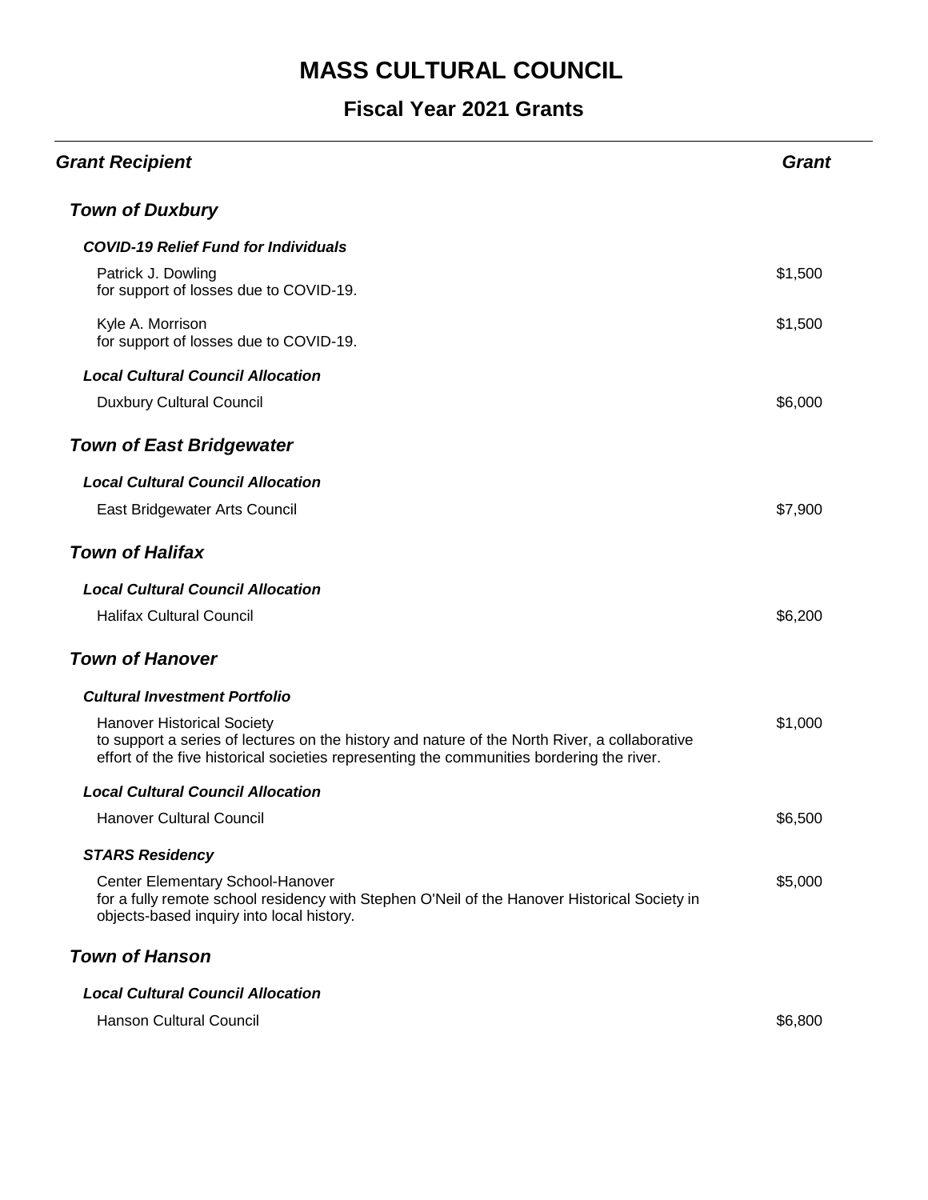# MASS CULTURAL COUNCIL

## Fiscal Year 2021 Grants

| *Grant Recipient* | *Grant* |
|---|---|
| ***Town of Duxbury*** | |
| ***COVID-19 Relief Fund for Individuals*** | |
| Patrick J. Dowling<br>for support of losses due to COVID-19. | $1,500 |
| Kyle A. Morrison<br>for support of losses due to COVID-19. | $1,500 |
| ***Local Cultural Council Allocation*** | |
| Duxbury Cultural Council | $6,000 |
| ***Town of East Bridgewater*** | |
| ***Local Cultural Council Allocation*** | |
| East Bridgewater Arts Council | $7,900 |
| ***Town of Halifax*** | |
| ***Local Cultural Council Allocation*** | |
| Halifax Cultural Council | $6,200 |
| ***Town of Hanover*** | |
| ***Cultural Investment Portfolio*** | |
| Hanover Historical Society<br>to support a series of lectures on the history and nature of the North River, a collaborative effort of the five historical societies representing the communities bordering the river. | $1,000 |
| ***Local Cultural Council Allocation*** | |
| Hanover Cultural Council | $6,500 |
| ***STARS Residency*** | |
| Center Elementary School-Hanover<br>for a fully remote school residency with Stephen O'Neil of the Hanover Historical Society in objects-based inquiry into local history. | $5,000 |
| ***Town of Hanson*** | |
| ***Local Cultural Council Allocation*** | |
| Hanson Cultural Council | $6,800 |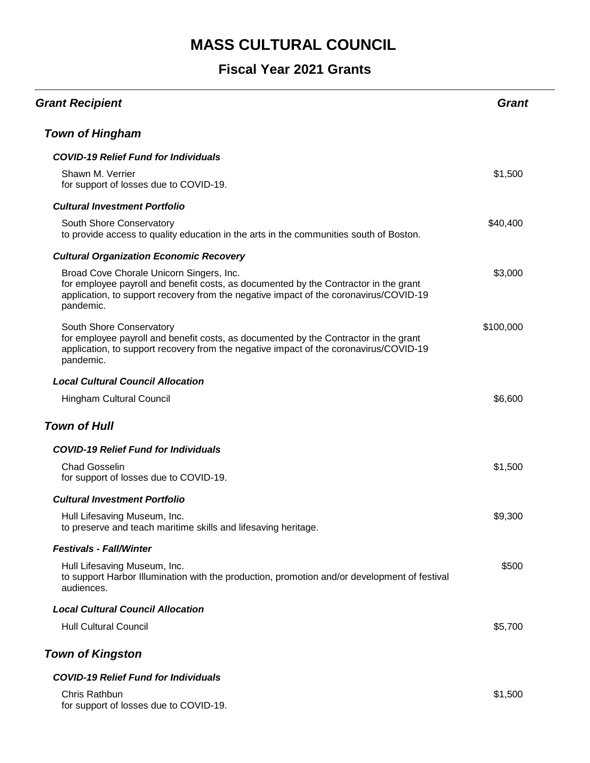# MASS CULTURAL COUNCIL

## Fiscal Year 2021 Grants

| Grant Recipient | Grant |
|---|---|
| ***Town of Hingham*** | |
| ***COVID-19 Relief Fund for Individuals*** | |
| Shawn M. Verrier<br>for support of losses due to COVID-19. | $1,500 |
| ***Cultural Investment Portfolio*** | |
| South Shore Conservatory<br>to provide access to quality education in the arts in the communities south of Boston. | $40,400 |
| ***Cultural Organization Economic Recovery*** | |
| Broad Cove Chorale Unicorn Singers, Inc.<br>for employee payroll and benefit costs, as documented by the Contractor in the grant application, to support recovery from the negative impact of the coronavirus/COVID-19 pandemic. | $3,000 |
| South Shore Conservatory<br>for employee payroll and benefit costs, as documented by the Contractor in the grant application, to support recovery from the negative impact of the coronavirus/COVID-19 pandemic. | $100,000 |
| ***Local Cultural Council Allocation*** | |
| Hingham Cultural Council | $6,600 |
| ***Town of Hull*** | |
| ***COVID-19 Relief Fund for Individuals*** | |
| Chad Gosselin<br>for support of losses due to COVID-19. | $1,500 |
| ***Cultural Investment Portfolio*** | |
| Hull Lifesaving Museum, Inc.<br>to preserve and teach maritime skills and lifesaving heritage. | $9,300 |
| ***Festivals - Fall/Winter*** | |
| Hull Lifesaving Museum, Inc.<br>to support Harbor Illumination with the production, promotion and/or development of festival audiences. | $500 |
| ***Local Cultural Council Allocation*** | |
| Hull Cultural Council | $5,700 |
| ***Town of Kingston*** | |
| ***COVID-19 Relief Fund for Individuals*** | |
| Chris Rathbun<br>for support of losses due to COVID-19. | $1,500 |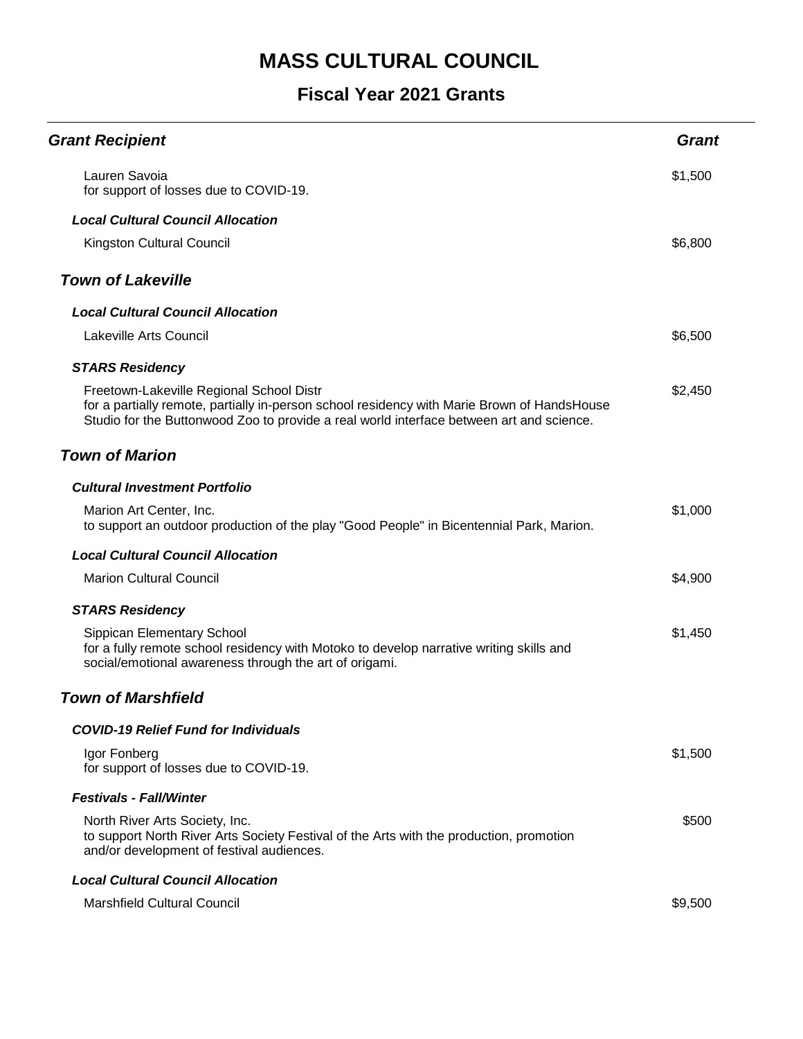# MASS CULTURAL COUNCIL

## Fiscal Year 2021 Grants

| Grant Recipient | Grant |
|---|---|
| Lauren Savoia<br>for support of losses due to COVID-19. | $1,500 |
| ***Local Cultural Council Allocation*** | |
| Kingston Cultural Council | $6,800 |
| ***Town of Lakeville*** | |
| ***Local Cultural Council Allocation*** | |
| Lakeville Arts Council | $6,500 |
| ***STARS Residency*** | |
| Freetown-Lakeville Regional School Distr<br>for a partially remote, partially in-person school residency with Marie Brown of HandsHouse Studio for the Buttonwood Zoo to provide a real world interface between art and science. | $2,450 |
| ***Town of Marion*** | |
| ***Cultural Investment Portfolio*** | |
| Marion Art Center, Inc.<br>to support an outdoor production of the play "Good People" in Bicentennial Park, Marion. | $1,000 |
| ***Local Cultural Council Allocation*** | |
| Marion Cultural Council | $4,900 |
| ***STARS Residency*** | |
| Sippican Elementary School<br>for a fully remote school residency with Motoko to develop narrative writing skills and social/emotional awareness through the art of origami. | $1,450 |
| ***Town of Marshfield*** | |
| ***COVID-19 Relief Fund for Individuals*** | |
| Igor Fonberg<br>for support of losses due to COVID-19. | $1,500 |
| ***Festivals - Fall/Winter*** | |
| North River Arts Society, Inc.<br>to support North River Arts Society Festival of the Arts with the production, promotion and/or development of festival audiences. | $500 |
| ***Local Cultural Council Allocation*** | |
| Marshfield Cultural Council | $9,500 |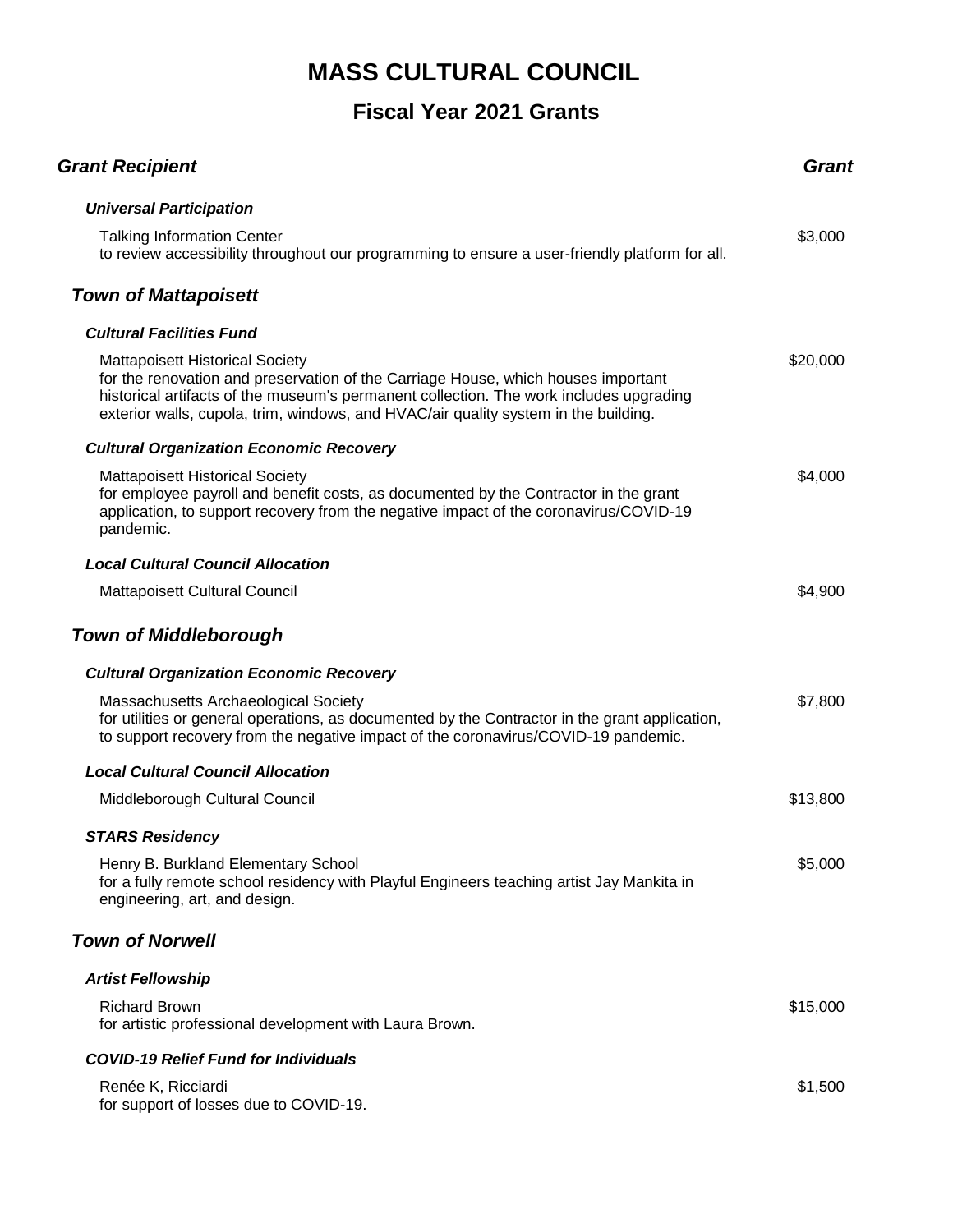# MASS CULTURAL COUNCIL

## Fiscal Year 2021 Grants

| Grant Recipient | Grant |
|---|---|

***Universal Participation***

Talking Information Center
to review accessibility throughout our programming to ensure a user-friendly platform for all. — $3,000

### *Town of Mattapoisett*

***Cultural Facilities Fund***

Mattapoisett Historical Society
for the renovation and preservation of the Carriage House, which houses important historical artifacts of the museum's permanent collection. The work includes upgrading exterior walls, cupola, trim, windows, and HVAC/air quality system in the building. — $20,000

***Cultural Organization Economic Recovery***

Mattapoisett Historical Society
for employee payroll and benefit costs, as documented by the Contractor in the grant application, to support recovery from the negative impact of the coronavirus/COVID-19 pandemic. — $4,000

***Local Cultural Council Allocation***

Mattapoisett Cultural Council — $4,900

### *Town of Middleborough*

***Cultural Organization Economic Recovery***

Massachusetts Archaeological Society
for utilities or general operations, as documented by the Contractor in the grant application, to support recovery from the negative impact of the coronavirus/COVID-19 pandemic. — $7,800

***Local Cultural Council Allocation***

Middleborough Cultural Council — $13,800

***STARS Residency***

Henry B. Burkland Elementary School
for a fully remote school residency with Playful Engineers teaching artist Jay Mankita in engineering, art, and design. — $5,000

### *Town of Norwell*

***Artist Fellowship***

Richard Brown
for artistic professional development with Laura Brown. — $15,000

***COVID-19 Relief Fund for Individuals***

Renée K, Ricciardi
for support of losses due to COVID-19. — $1,500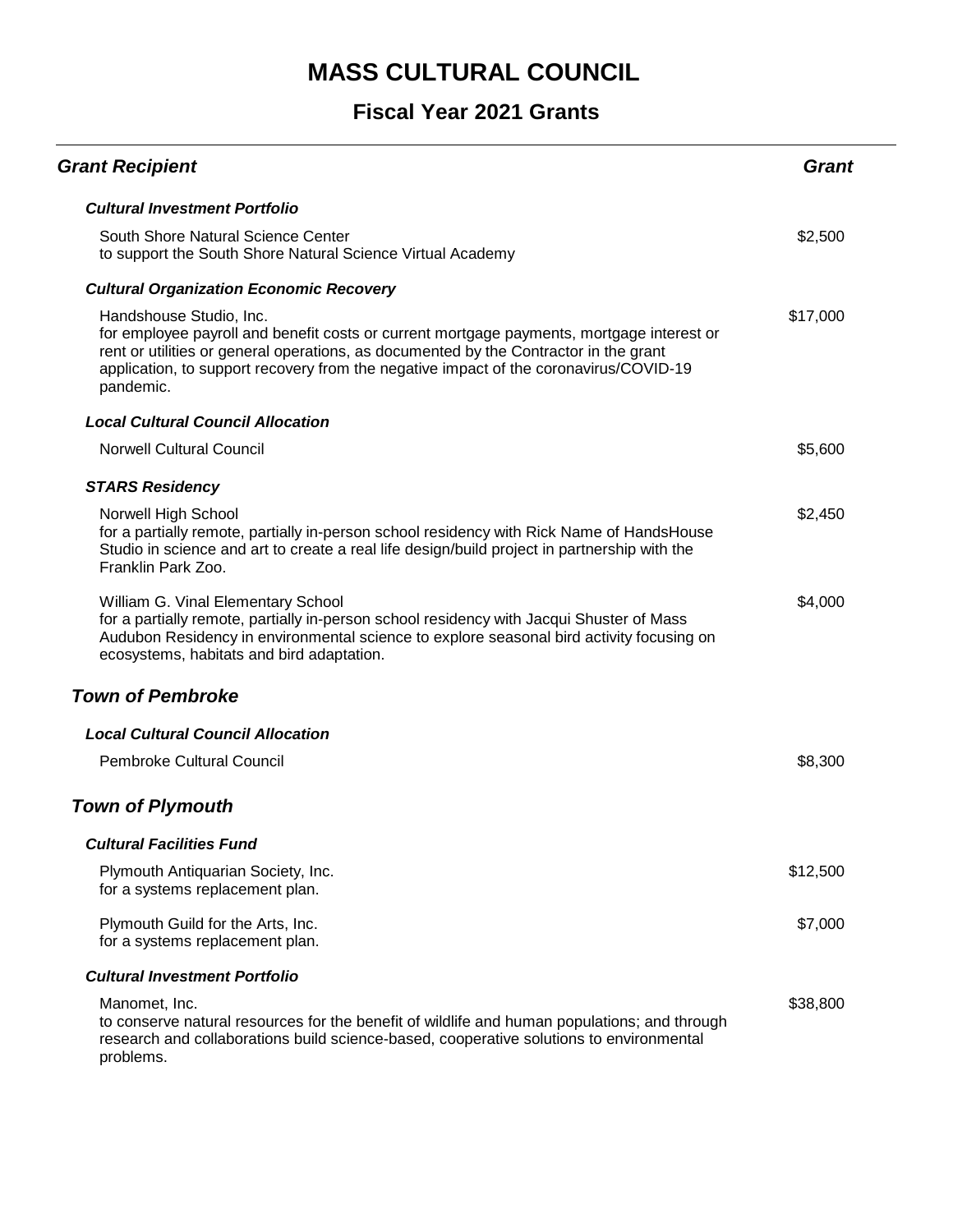# MASS CULTURAL COUNCIL

## Fiscal Year 2021 Grants

| Grant Recipient | Grant |
| --- | --- |
| ***Cultural Investment Portfolio*** | |
| South Shore Natural Science Center<br>to support the South Shore Natural Science Virtual Academy | \$2,500 |
| ***Cultural Organization Economic Recovery*** | |
| Handshouse Studio, Inc.<br>for employee payroll and benefit costs or current mortgage payments, mortgage interest or rent or utilities or general operations, as documented by the Contractor in the grant application, to support recovery from the negative impact of the coronavirus/COVID-19 pandemic. | \$17,000 |
| ***Local Cultural Council Allocation*** | |
| Norwell Cultural Council | \$5,600 |
| ***STARS Residency*** | |
| Norwell High School<br>for a partially remote, partially in-person school residency with Rick Name of HandsHouse Studio in science and art to create a real life design/build project in partnership with the Franklin Park Zoo. | \$2,450 |
| William G. Vinal Elementary School<br>for a partially remote, partially in-person school residency with Jacqui Shuster of Mass Audubon Residency in environmental science to explore seasonal bird activity focusing on ecosystems, habitats and bird adaptation. | \$4,000 |
| ***Town of Pembroke*** | |
| ***Local Cultural Council Allocation*** | |
| Pembroke Cultural Council | \$8,300 |
| ***Town of Plymouth*** | |
| ***Cultural Facilities Fund*** | |
| Plymouth Antiquarian Society, Inc.<br>for a systems replacement plan. | \$12,500 |
| Plymouth Guild for the Arts, Inc.<br>for a systems replacement plan. | \$7,000 |
| ***Cultural Investment Portfolio*** | |
| Manomet, Inc.<br>to conserve natural resources for the benefit of wildlife and human populations; and through research and collaborations build science-based, cooperative solutions to environmental problems. | \$38,800 |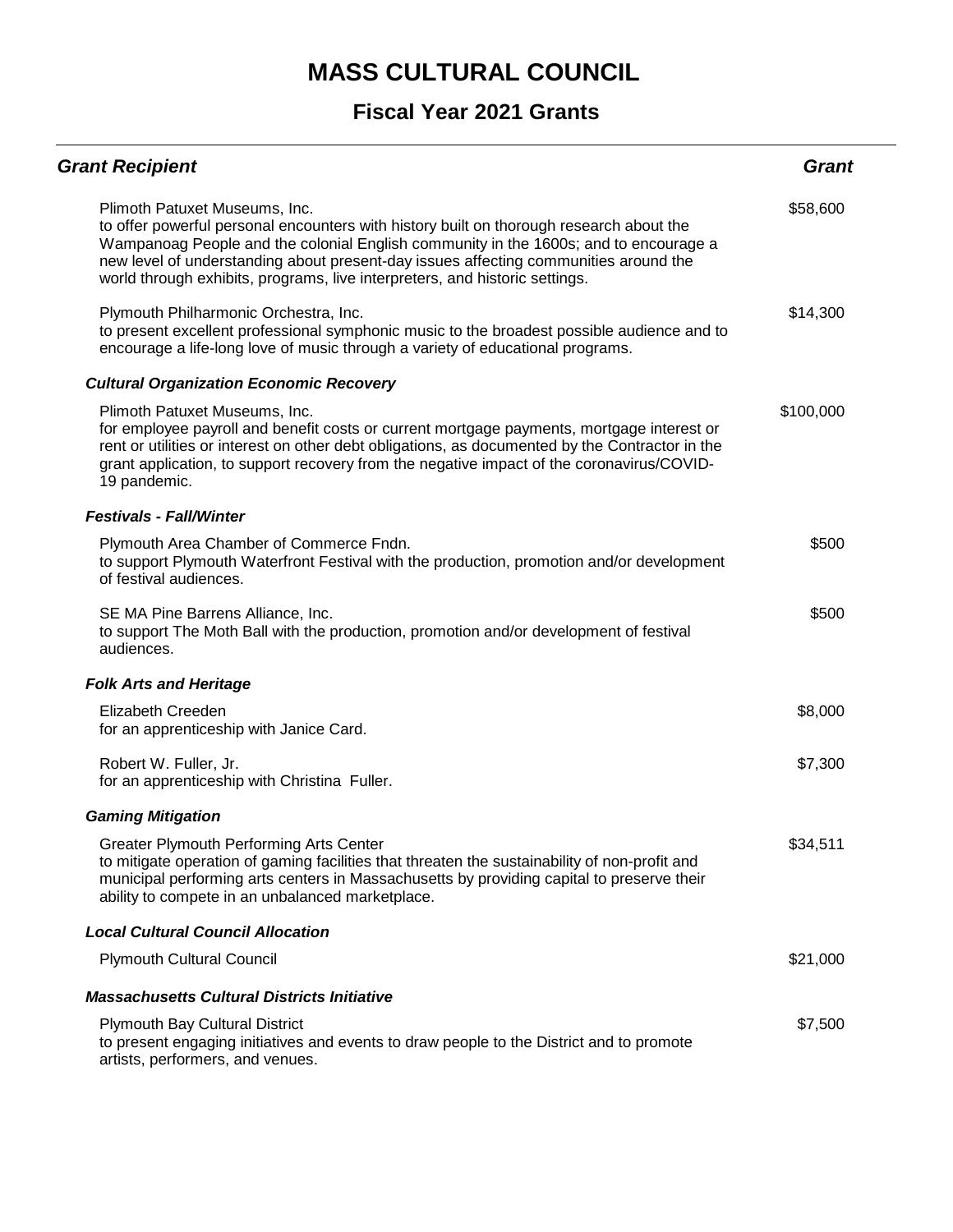# MASS CULTURAL COUNCIL

## Fiscal Year 2021 Grants

| *Grant Recipient* | *Grant* |
|---|---|
| Plimoth Patuxet Museums, Inc.<br>to offer powerful personal encounters with history built on thorough research about the Wampanoag People and the colonial English community in the 1600s; and to encourage a new level of understanding about present-day issues affecting communities around the world through exhibits, programs, live interpreters, and historic settings. | $58,600 |
| Plymouth Philharmonic Orchestra, Inc.<br>to present excellent professional symphonic music to the broadest possible audience and to encourage a life-long love of music through a variety of educational programs. | $14,300 |
| ***Cultural Organization Economic Recovery*** | |
| Plimoth Patuxet Museums, Inc.<br>for employee payroll and benefit costs or current mortgage payments, mortgage interest or rent or utilities or interest on other debt obligations, as documented by the Contractor in the grant application, to support recovery from the negative impact of the coronavirus/COVID-19 pandemic. | $100,000 |
| ***Festivals - Fall/Winter*** | |
| Plymouth Area Chamber of Commerce Fndn.<br>to support Plymouth Waterfront Festival with the production, promotion and/or development of festival audiences. | $500 |
| SE MA Pine Barrens Alliance, Inc.<br>to support The Moth Ball with the production, promotion and/or development of festival audiences. | $500 |
| ***Folk Arts and Heritage*** | |
| Elizabeth Creeden<br>for an apprenticeship with Janice Card. | $8,000 |
| Robert W. Fuller, Jr.<br>for an apprenticeship with Christina Fuller. | $7,300 |
| ***Gaming Mitigation*** | |
| Greater Plymouth Performing Arts Center<br>to mitigate operation of gaming facilities that threaten the sustainability of non-profit and municipal performing arts centers in Massachusetts by providing capital to preserve their ability to compete in an unbalanced marketplace. | $34,511 |
| ***Local Cultural Council Allocation*** | |
| Plymouth Cultural Council | $21,000 |
| ***Massachusetts Cultural Districts Initiative*** | |
| Plymouth Bay Cultural District<br>to present engaging initiatives and events to draw people to the District and to promote artists, performers, and venues. | $7,500 |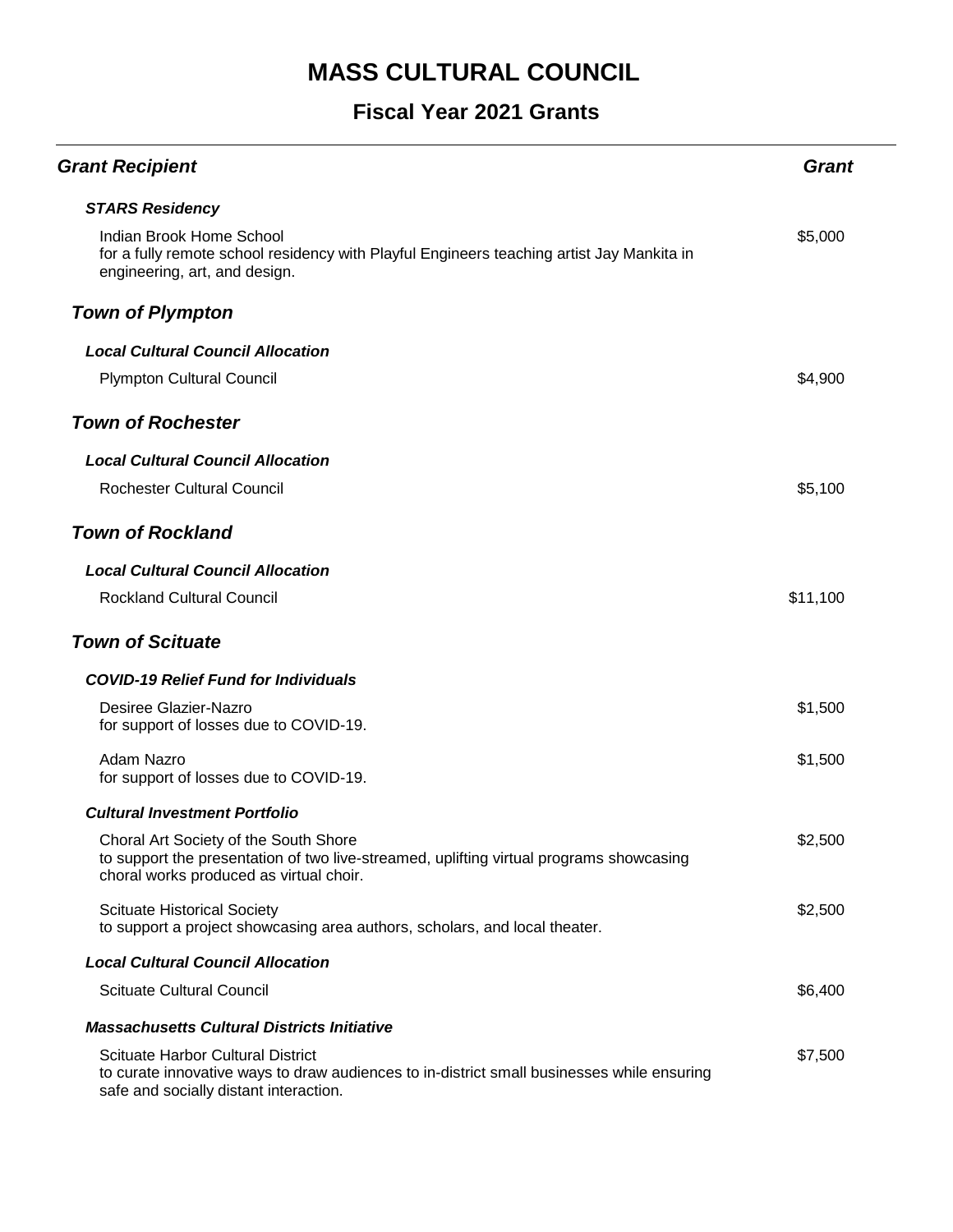# MASS CULTURAL COUNCIL

## Fiscal Year 2021 Grants

| Grant Recipient | Grant |
|---|---|
| ***STARS Residency*** | |
| Indian Brook Home School<br>for a fully remote school residency with Playful Engineers teaching artist Jay Mankita in engineering, art, and design. | $5,000 |
| ***Town of Plympton*** | |
| ***Local Cultural Council Allocation*** | |
| Plympton Cultural Council | $4,900 |
| ***Town of Rochester*** | |
| ***Local Cultural Council Allocation*** | |
| Rochester Cultural Council | $5,100 |
| ***Town of Rockland*** | |
| ***Local Cultural Council Allocation*** | |
| Rockland Cultural Council | $11,100 |
| ***Town of Scituate*** | |
| ***COVID-19 Relief Fund for Individuals*** | |
| Desiree Glazier-Nazro<br>for support of losses due to COVID-19. | $1,500 |
| Adam Nazro<br>for support of losses due to COVID-19. | $1,500 |
| ***Cultural Investment Portfolio*** | |
| Choral Art Society of the South Shore<br>to support the presentation of two live-streamed, uplifting virtual programs showcasing choral works produced as virtual choir. | $2,500 |
| Scituate Historical Society<br>to support a project showcasing area authors, scholars, and local theater. | $2,500 |
| ***Local Cultural Council Allocation*** | |
| Scituate Cultural Council | $6,400 |
| ***Massachusetts Cultural Districts Initiative*** | |
| Scituate Harbor Cultural District<br>to curate innovative ways to draw audiences to in-district small businesses while ensuring safe and socially distant interaction. | $7,500 |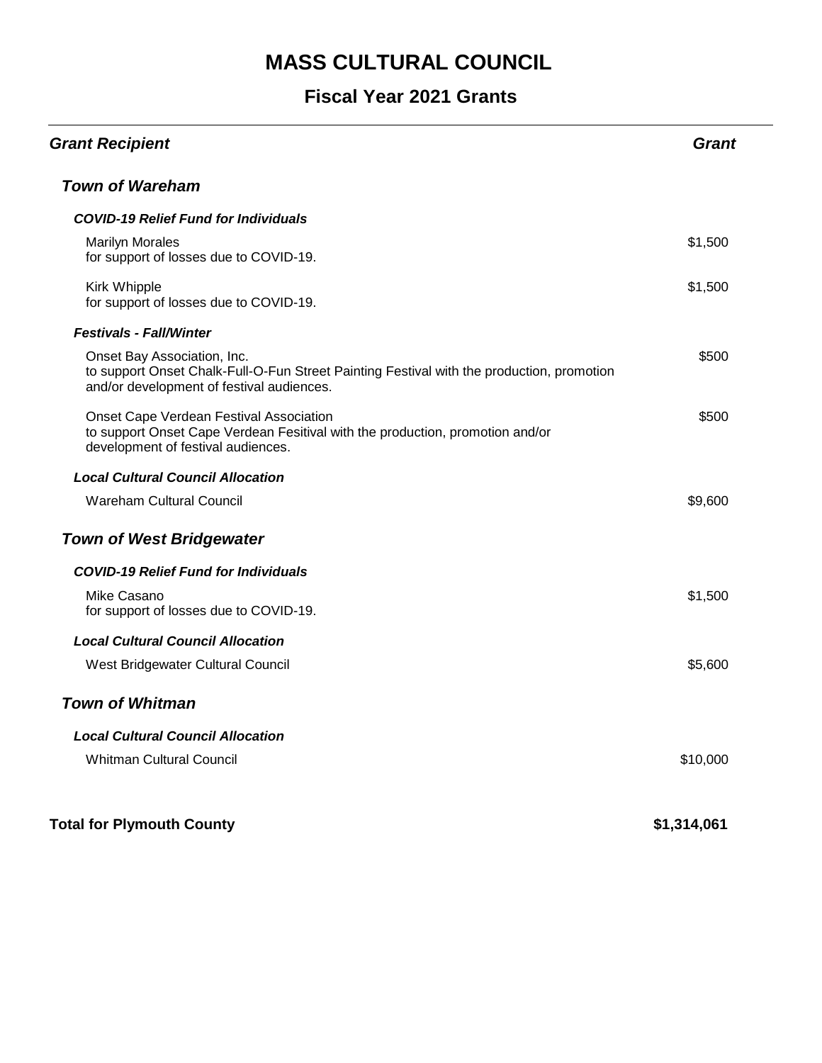# MASS CULTURAL COUNCIL

## Fiscal Year 2021 Grants

| Grant Recipient | Grant |
| --- | --- |
| ***Town of Wareham*** | |
| ***COVID-19 Relief Fund for Individuals*** | |
| Marilyn Morales<br>for support of losses due to COVID-19. | $1,500 |
| Kirk Whipple<br>for support of losses due to COVID-19. | $1,500 |
| ***Festivals - Fall/Winter*** | |
| Onset Bay Association, Inc.<br>to support Onset Chalk-Full-O-Fun Street Painting Festival with the production, promotion and/or development of festival audiences. | $500 |
| Onset Cape Verdean Festival Association<br>to support Onset Cape Verdean Fesitival with the production, promotion and/or development of festival audiences. | $500 |
| ***Local Cultural Council Allocation*** | |
| Wareham Cultural Council | $9,600 |
| ***Town of West Bridgewater*** | |
| ***COVID-19 Relief Fund for Individuals*** | |
| Mike Casano<br>for support of losses due to COVID-19. | $1,500 |
| ***Local Cultural Council Allocation*** | |
| West Bridgewater Cultural Council | $5,600 |
| ***Town of Whitman*** | |
| ***Local Cultural Council Allocation*** | |
| Whitman Cultural Council | $10,000 |
| **Total for Plymouth County** | **$1,314,061** |